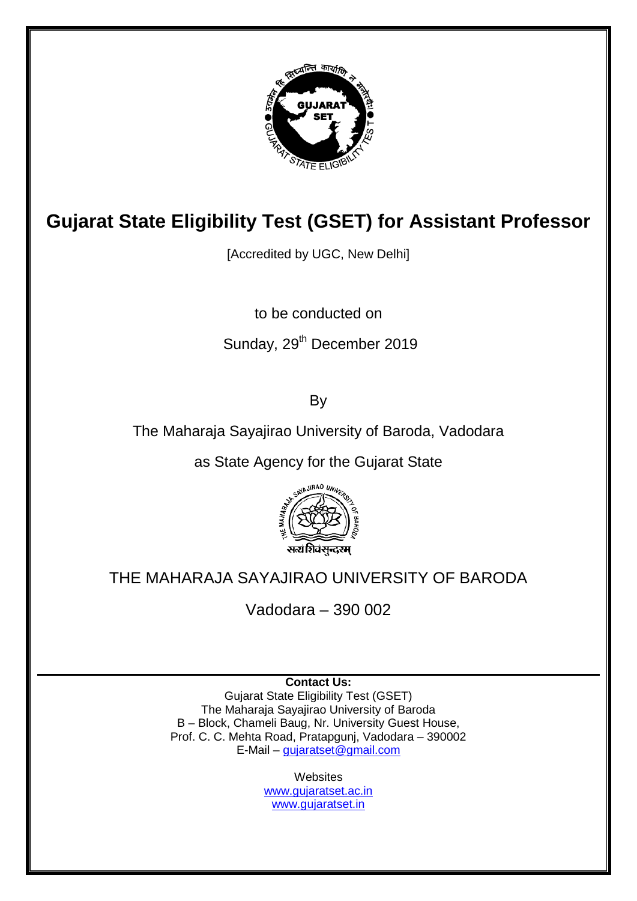# Gujarat State Eligibility Test (GSET) for Assistant Professor

[Accredited by UGC, New Delhi]

to be conducted on

Sunday, 29th December 2019

By

The Maharaja Sayajirao University of Baroda, Vadodara

as State Agency for the Gujarat State

THE MAHARAJA SAYAJIRAO UNIVERSITY OF BARODA

Vadodara – 390 002

---

**Contact Us:**

Gujarat State Eligibility Test (GSET)
The Maharaja Sayajirao University of Baroda
B – Block, Chameli Baug, Nr. University Guest House,
Prof. C. C. Mehta Road, Pratapgunj, Vadodara – 390002
E-Mail – gujaratset@gmail.com

Websites
www.gujaratset.ac.in
www.gujaratset.in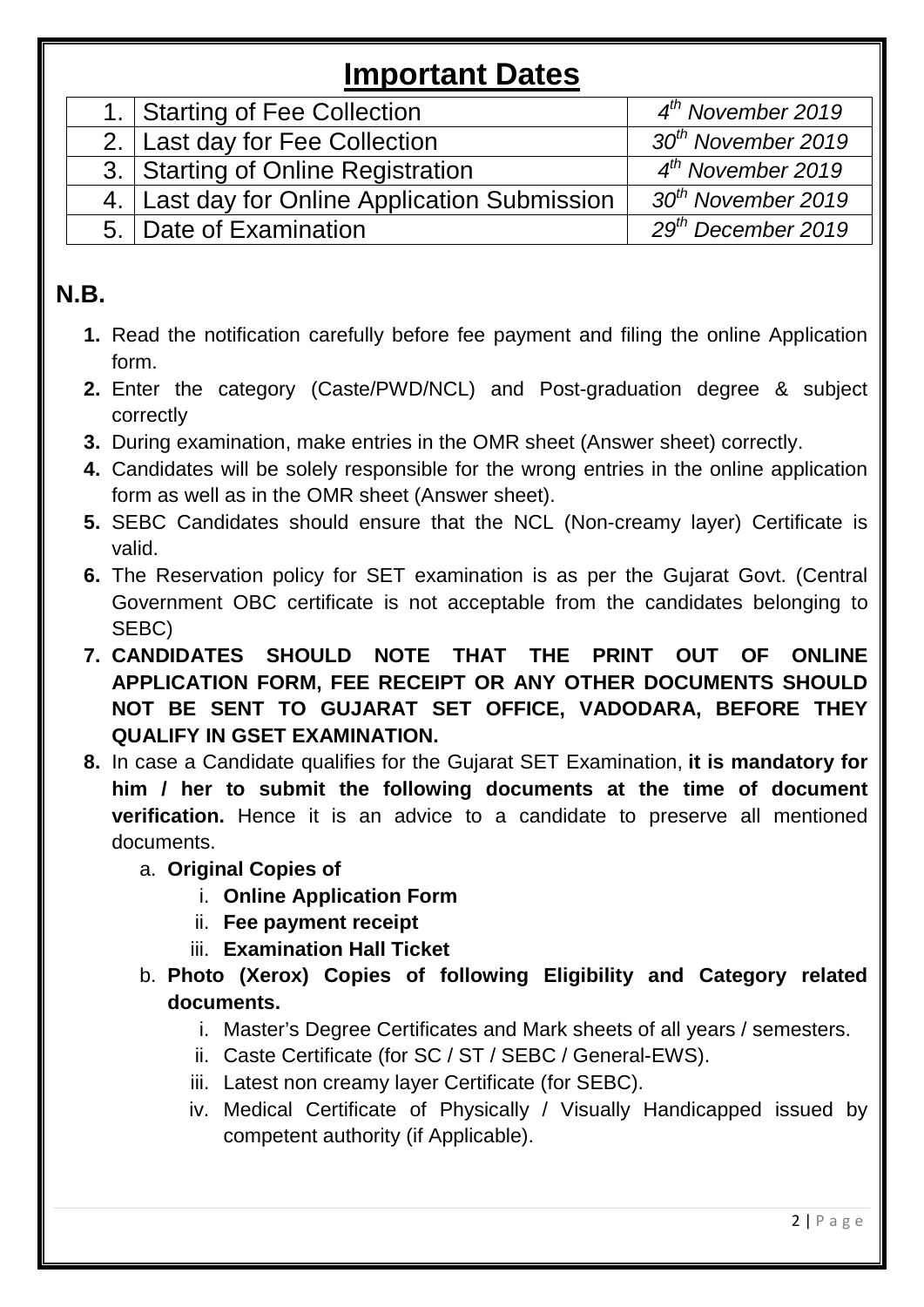# Important Dates

| | | |
|---|---|---|
| 1. | Starting of Fee Collection | *4th November 2019* |
| 2. | Last day for Fee Collection | *30th November 2019* |
| 3. | Starting of Online Registration | *4th November 2019* |
| 4. | Last day for Online Application Submission | *30th November 2019* |
| 5. | Date of Examination | *29th December 2019* |

## N.B.

1. Read the notification carefully before fee payment and filing the online Application form.
2. Enter the category (Caste/PWD/NCL) and Post-graduation degree & subject correctly
3. During examination, make entries in the OMR sheet (Answer sheet) correctly.
4. Candidates will be solely responsible for the wrong entries in the online application form as well as in the OMR sheet (Answer sheet).
5. SEBC Candidates should ensure that the NCL (Non-creamy layer) Certificate is valid.
6. The Reservation policy for SET examination is as per the Gujarat Govt. (Central Government OBC certificate is not acceptable from the candidates belonging to SEBC)
7. **CANDIDATES SHOULD NOTE THAT THE PRINT OUT OF ONLINE APPLICATION FORM, FEE RECEIPT OR ANY OTHER DOCUMENTS SHOULD NOT BE SENT TO GUJARAT SET OFFICE, VADODARA, BEFORE THEY QUALIFY IN GSET EXAMINATION.**
8. In case a Candidate qualifies for the Gujarat SET Examination, **it is mandatory for him / her to submit the following documents at the time of document verification.** Hence it is an advice to a candidate to preserve all mentioned documents.
   a. **Original Copies of**
      i. **Online Application Form**
      ii. **Fee payment receipt**
      iii. **Examination Hall Ticket**
   b. **Photo (Xerox) Copies of following Eligibility and Category related documents.**
      i. Master's Degree Certificates and Mark sheets of all years / semesters.
      ii. Caste Certificate (for SC / ST / SEBC / General-EWS).
      iii. Latest non creamy layer Certificate (for SEBC).
      iv. Medical Certificate of Physically / Visually Handicapped issued by competent authority (if Applicable).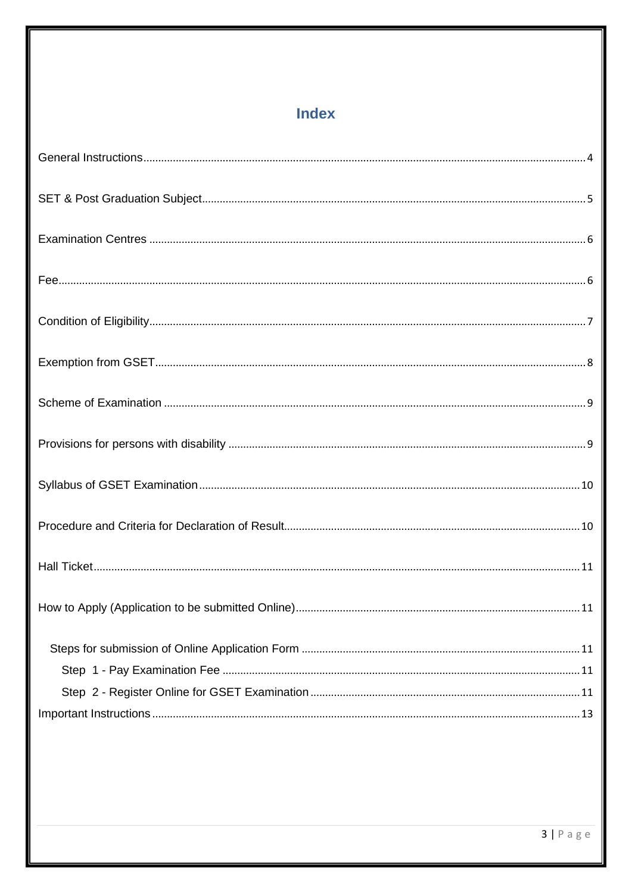# Index

General Instructions....4

SET & Post Graduation Subject....5

Examination Centres ....6

Fee....6

Condition of Eligibility....7

Exemption from GSET....8

Scheme of Examination ....9

Provisions for persons with disability ....9

Syllabus of GSET Examination....10

Procedure and Criteria for Declaration of Result....10

Hall Ticket....11

How to Apply (Application to be submitted Online)....11

- Steps for submission of Online Application Form ....11
  - Step 1 - Pay Examination Fee ....11
  - Step 2 - Register Online for GSET Examination....11

Important Instructions....13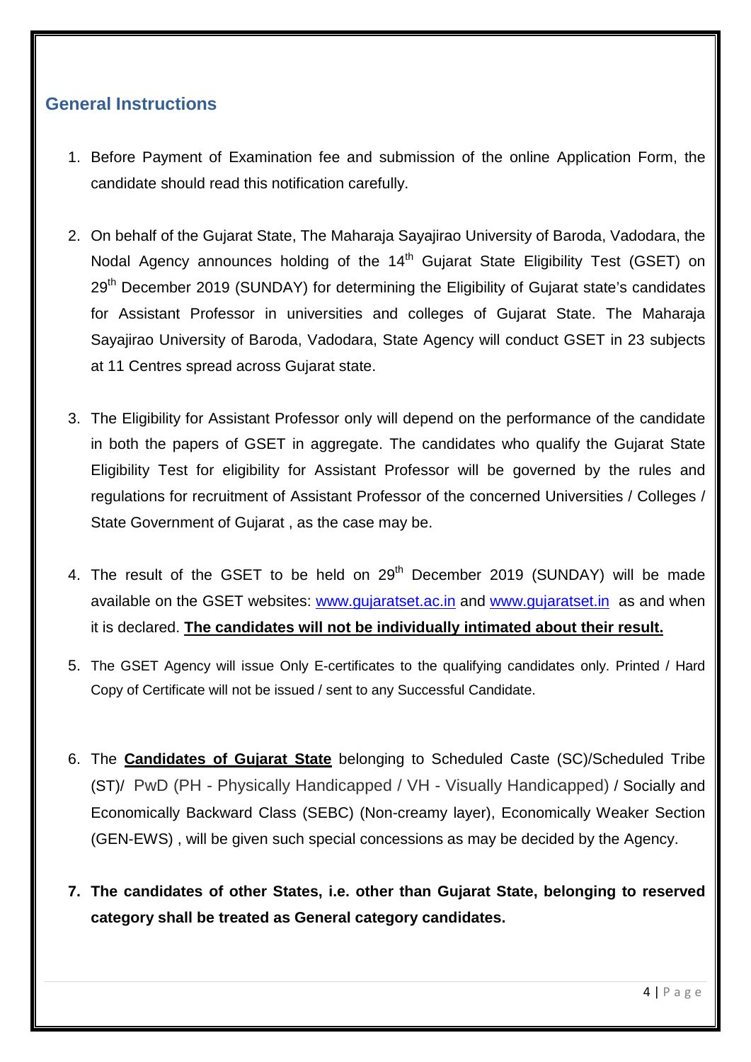## General Instructions

1. Before Payment of Examination fee and submission of the online Application Form, the candidate should read this notification carefully.

2. On behalf of the Gujarat State, The Maharaja Sayajirao University of Baroda, Vadodara, the Nodal Agency announces holding of the 14th Gujarat State Eligibility Test (GSET) on 29th December 2019 (SUNDAY) for determining the Eligibility of Gujarat state's candidates for Assistant Professor in universities and colleges of Gujarat State. The Maharaja Sayajirao University of Baroda, Vadodara, State Agency will conduct GSET in 23 subjects at 11 Centres spread across Gujarat state.

3. The Eligibility for Assistant Professor only will depend on the performance of the candidate in both the papers of GSET in aggregate. The candidates who qualify the Gujarat State Eligibility Test for eligibility for Assistant Professor will be governed by the rules and regulations for recruitment of Assistant Professor of the concerned Universities / Colleges / State Government of Gujarat , as the case may be.

4. The result of the GSET to be held on 29th December 2019 (SUNDAY) will be made available on the GSET websites: www.gujaratset.ac.in and www.gujaratset.in as and when it is declared. **The candidates will not be individually intimated about their result.**

5. The GSET Agency will issue Only E-certificates to the qualifying candidates only. Printed / Hard Copy of Certificate will not be issued / sent to any Successful Candidate.

6. The **Candidates of Gujarat State** belonging to Scheduled Caste (SC)/Scheduled Tribe (ST)/ PwD (PH - Physically Handicapped / VH - Visually Handicapped) / Socially and Economically Backward Class (SEBC) (Non-creamy layer), Economically Weaker Section (GEN-EWS) , will be given such special concessions as may be decided by the Agency.

7. **The candidates of other States, i.e. other than Gujarat State, belonging to reserved category shall be treated as General category candidates.**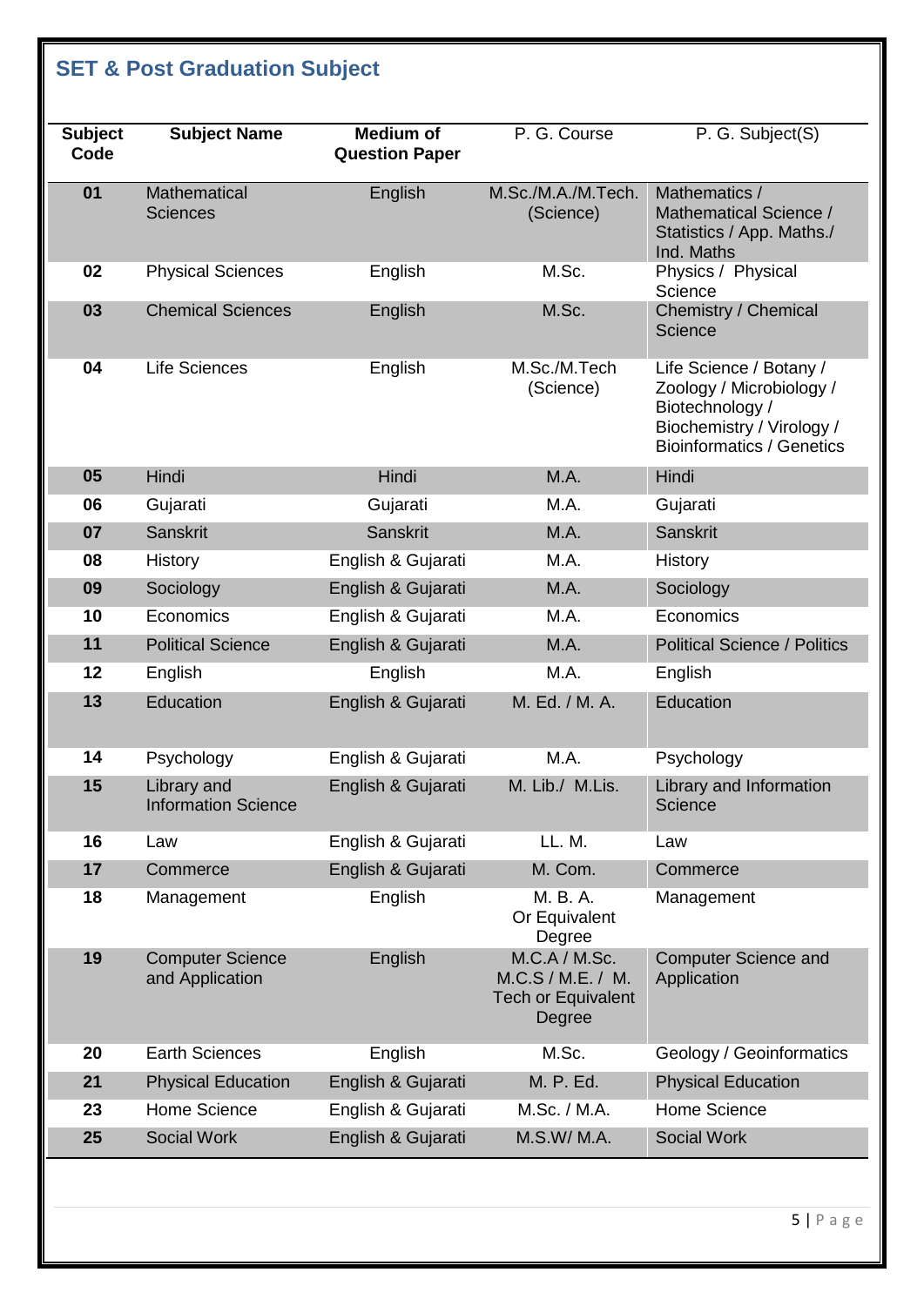## SET & Post Graduation Subject

| Subject Code | Subject Name | Medium of Question Paper | P. G. Course | P. G. Subject(S) |
|---|---|---|---|---|
| 01 | Mathematical Sciences | English | M.Sc./M.A./M.Tech. (Science) | Mathematics / Mathematical Science / Statistics / App. Maths./ Ind. Maths |
| 02 | Physical Sciences | English | M.Sc. | Physics / Physical Science |
| 03 | Chemical Sciences | English | M.Sc. | Chemistry / Chemical Science |
| 04 | Life Sciences | English | M.Sc./M.Tech (Science) | Life Science / Botany / Zoology / Microbiology / Biotechnology / Biochemistry / Virology / Bioinformatics / Genetics |
| 05 | Hindi | Hindi | M.A. | Hindi |
| 06 | Gujarati | Gujarati | M.A. | Gujarati |
| 07 | Sanskrit | Sanskrit | M.A. | Sanskrit |
| 08 | History | English & Gujarati | M.A. | History |
| 09 | Sociology | English & Gujarati | M.A. | Sociology |
| 10 | Economics | English & Gujarati | M.A. | Economics |
| 11 | Political Science | English & Gujarati | M.A. | Political Science / Politics |
| 12 | English | English | M.A. | English |
| 13 | Education | English & Gujarati | M. Ed. / M. A. | Education |
| 14 | Psychology | English & Gujarati | M.A. | Psychology |
| 15 | Library and Information Science | English & Gujarati | M. Lib./ M.Lis. | Library and Information Science |
| 16 | Law | English & Gujarati | LL. M. | Law |
| 17 | Commerce | English & Gujarati | M. Com. | Commerce |
| 18 | Management | English | M. B. A. Or Equivalent Degree | Management |
| 19 | Computer Science and Application | English | M.C.A / M.Sc. M.C.S / M.E. / M. Tech or Equivalent Degree | Computer Science and Application |
| 20 | Earth Sciences | English | M.Sc. | Geology / Geoinformatics |
| 21 | Physical Education | English & Gujarati | M. P. Ed. | Physical Education |
| 23 | Home Science | English & Gujarati | M.Sc. / M.A. | Home Science |
| 25 | Social Work | English & Gujarati | M.S.W/ M.A. | Social Work |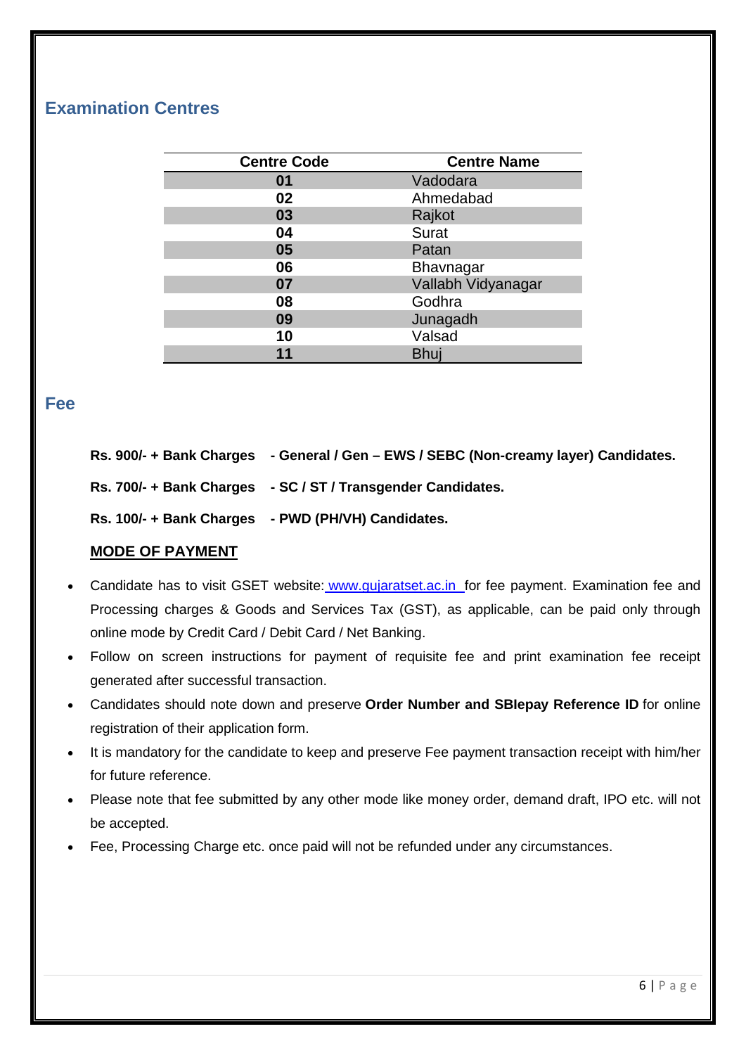## Examination Centres

| Centre Code | Centre Name |
|---|---|
| **01** | Vadodara |
| **02** | Ahmedabad |
| **03** | Rajkot |
| **04** | Surat |
| **05** | Patan |
| **06** | Bhavnagar |
| **07** | Vallabh Vidyanagar |
| **08** | Godhra |
| **09** | Junagadh |
| **10** | Valsad |
| **11** | Bhuj |

## Fee

**Rs. 900/- + Bank Charges - General / Gen – EWS / SEBC (Non-creamy layer) Candidates.**

**Rs. 700/- + Bank Charges - SC / ST / Transgender Candidates.**

**Rs. 100/- + Bank Charges - PWD (PH/VH) Candidates.**

**MODE OF PAYMENT**

- Candidate has to visit GSET website: www.gujaratset.ac.in for fee payment. Examination fee and Processing charges & Goods and Services Tax (GST), as applicable, can be paid only through online mode by Credit Card / Debit Card / Net Banking.
- Follow on screen instructions for payment of requisite fee and print examination fee receipt generated after successful transaction.
- Candidates should note down and preserve **Order Number and SBIepay Reference ID** for online registration of their application form.
- It is mandatory for the candidate to keep and preserve Fee payment transaction receipt with him/her for future reference.
- Please note that fee submitted by any other mode like money order, demand draft, IPO etc. will not be accepted.
- Fee, Processing Charge etc. once paid will not be refunded under any circumstances.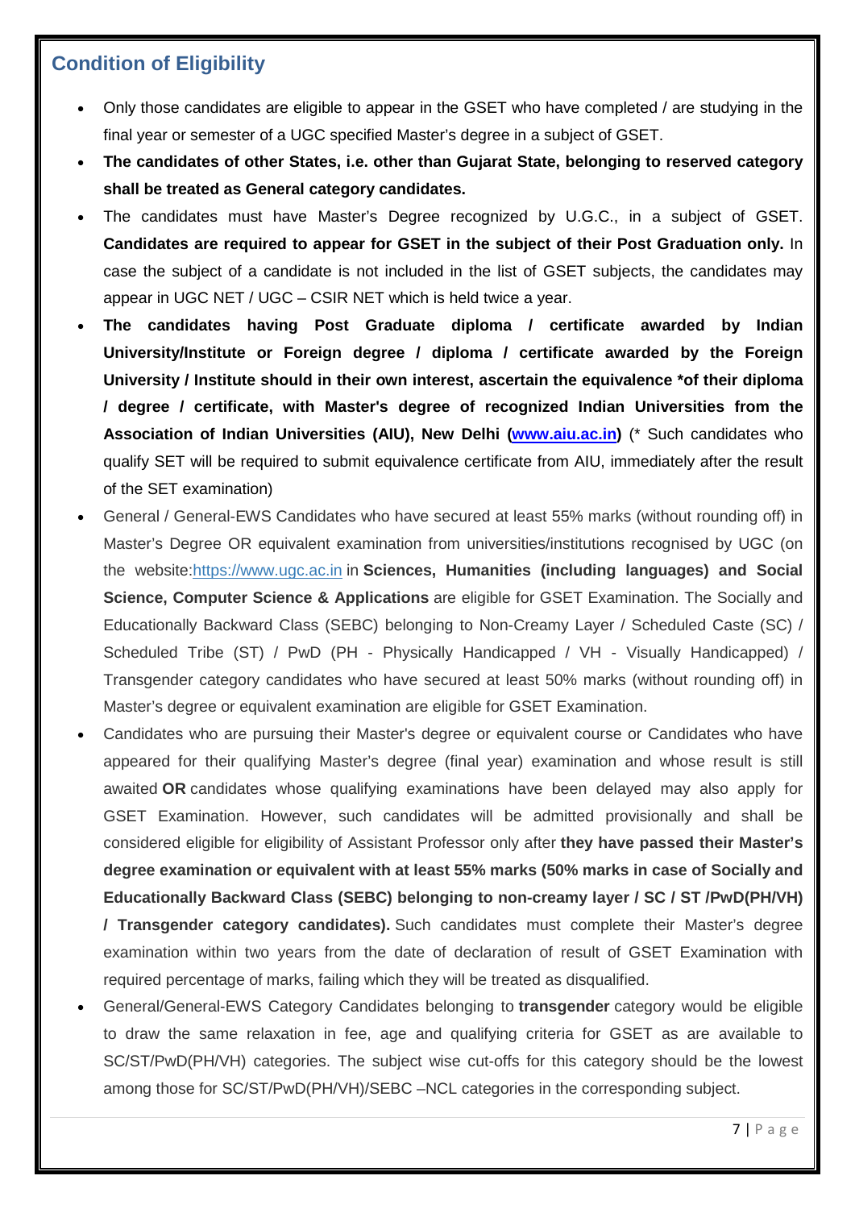## Condition of Eligibility

- Only those candidates are eligible to appear in the GSET who have completed / are studying in the final year or semester of a UGC specified Master's degree in a subject of GSET.
- **The candidates of other States, i.e. other than Gujarat State, belonging to reserved category shall be treated as General category candidates.**
- The candidates must have Master's Degree recognized by U.G.C., in a subject of GSET. **Candidates are required to appear for GSET in the subject of their Post Graduation only.** In case the subject of a candidate is not included in the list of GSET subjects, the candidates may appear in UGC NET / UGC – CSIR NET which is held twice a year.
- **The candidates having Post Graduate diploma / certificate awarded by Indian University/Institute or Foreign degree / diploma / certificate awarded by the Foreign University / Institute should in their own interest, ascertain the equivalence \*of their diploma / degree / certificate, with Master's degree of recognized Indian Universities from the Association of Indian Universities (AIU), New Delhi ([www.aiu.ac.in](http://www.aiu.ac.in))** (\* Such candidates who qualify SET will be required to submit equivalence certificate from AIU, immediately after the result of the SET examination)
- General / General-EWS Candidates who have secured at least 55% marks (without rounding off) in Master's Degree OR equivalent examination from universities/institutions recognised by UGC (on the website:[https://www.ugc.ac.in](https://www.ugc.ac.in) in **Sciences, Humanities (including languages) and Social Science, Computer Science & Applications** are eligible for GSET Examination. The Socially and Educationally Backward Class (SEBC) belonging to Non-Creamy Layer / Scheduled Caste (SC) / Scheduled Tribe (ST) / PwD (PH - Physically Handicapped / VH - Visually Handicapped) / Transgender category candidates who have secured at least 50% marks (without rounding off) in Master's degree or equivalent examination are eligible for GSET Examination.
- Candidates who are pursuing their Master's degree or equivalent course or Candidates who have appeared for their qualifying Master's degree (final year) examination and whose result is still awaited **OR** candidates whose qualifying examinations have been delayed may also apply for GSET Examination. However, such candidates will be admitted provisionally and shall be considered eligible for eligibility of Assistant Professor only after **they have passed their Master's degree examination or equivalent with at least 55% marks (50% marks in case of Socially and Educationally Backward Class (SEBC) belonging to non-creamy layer / SC / ST /PwD(PH/VH) / Transgender category candidates).** Such candidates must complete their Master's degree examination within two years from the date of declaration of result of GSET Examination with required percentage of marks, failing which they will be treated as disqualified.
- General/General-EWS Category Candidates belonging to **transgender** category would be eligible to draw the same relaxation in fee, age and qualifying criteria for GSET as are available to SC/ST/PwD(PH/VH) categories. The subject wise cut-offs for this category should be the lowest among those for SC/ST/PwD(PH/VH)/SEBC –NCL categories in the corresponding subject.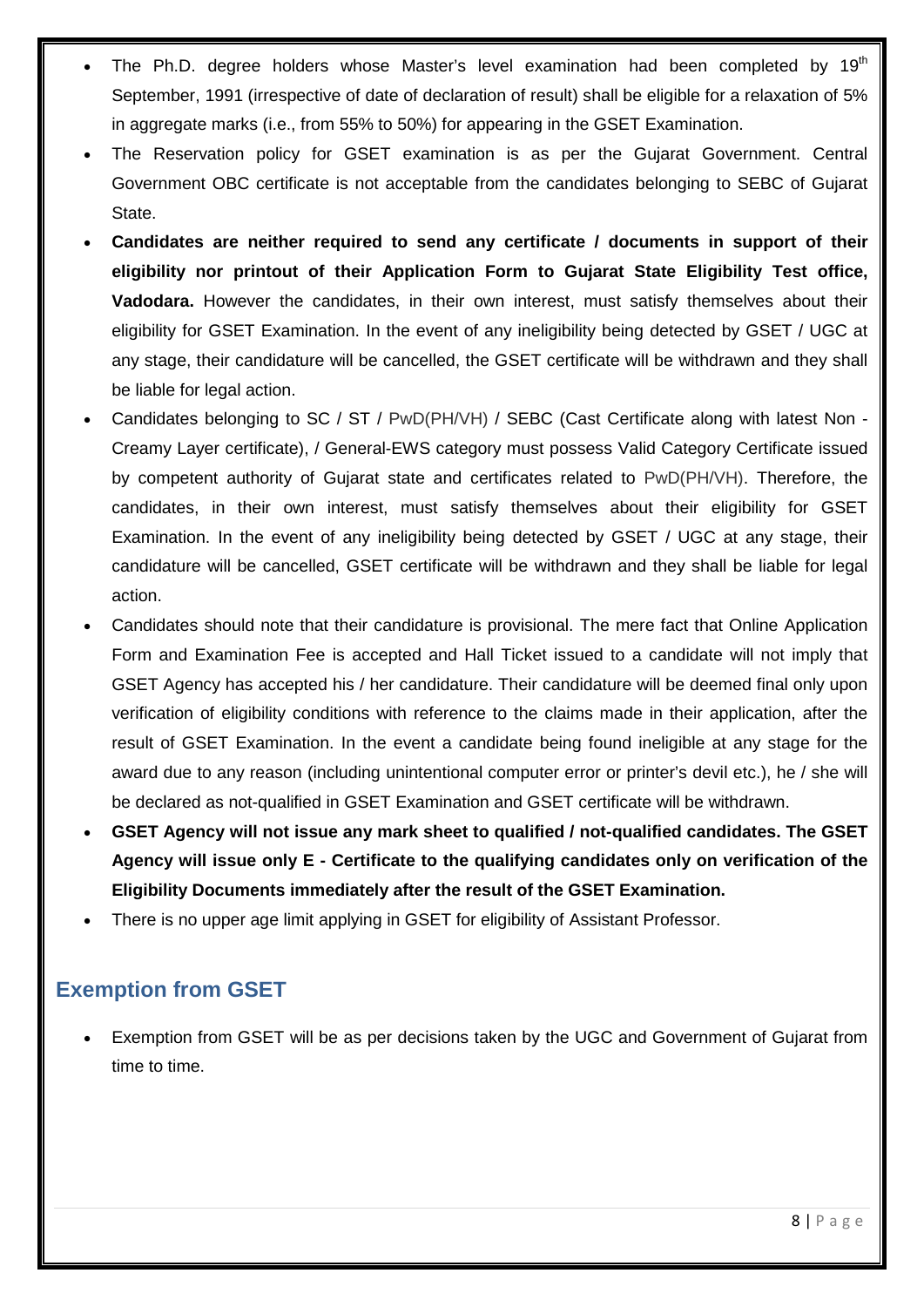- The Ph.D. degree holders whose Master's level examination had been completed by 19th September, 1991 (irrespective of date of declaration of result) shall be eligible for a relaxation of 5% in aggregate marks (i.e., from 55% to 50%) for appearing in the GSET Examination.
- The Reservation policy for GSET examination is as per the Gujarat Government. Central Government OBC certificate is not acceptable from the candidates belonging to SEBC of Gujarat State.
- **Candidates are neither required to send any certificate / documents in support of their eligibility nor printout of their Application Form to Gujarat State Eligibility Test office, Vadodara.** However the candidates, in their own interest, must satisfy themselves about their eligibility for GSET Examination. In the event of any ineligibility being detected by GSET / UGC at any stage, their candidature will be cancelled, the GSET certificate will be withdrawn and they shall be liable for legal action.
- Candidates belonging to SC / ST / PwD(PH/VH) / SEBC (Cast Certificate along with latest Non - Creamy Layer certificate), / General-EWS category must possess Valid Category Certificate issued by competent authority of Gujarat state and certificates related to PwD(PH/VH). Therefore, the candidates, in their own interest, must satisfy themselves about their eligibility for GSET Examination. In the event of any ineligibility being detected by GSET / UGC at any stage, their candidature will be cancelled, GSET certificate will be withdrawn and they shall be liable for legal action.
- Candidates should note that their candidature is provisional. The mere fact that Online Application Form and Examination Fee is accepted and Hall Ticket issued to a candidate will not imply that GSET Agency has accepted his / her candidature. Their candidature will be deemed final only upon verification of eligibility conditions with reference to the claims made in their application, after the result of GSET Examination. In the event a candidate being found ineligible at any stage for the award due to any reason (including unintentional computer error or printer's devil etc.), he / she will be declared as not-qualified in GSET Examination and GSET certificate will be withdrawn.
- **GSET Agency will not issue any mark sheet to qualified / not-qualified candidates. The GSET Agency will issue only E - Certificate to the qualifying candidates only on verification of the Eligibility Documents immediately after the result of the GSET Examination.**
- There is no upper age limit applying in GSET for eligibility of Assistant Professor.

## Exemption from GSET

- Exemption from GSET will be as per decisions taken by the UGC and Government of Gujarat from time to time.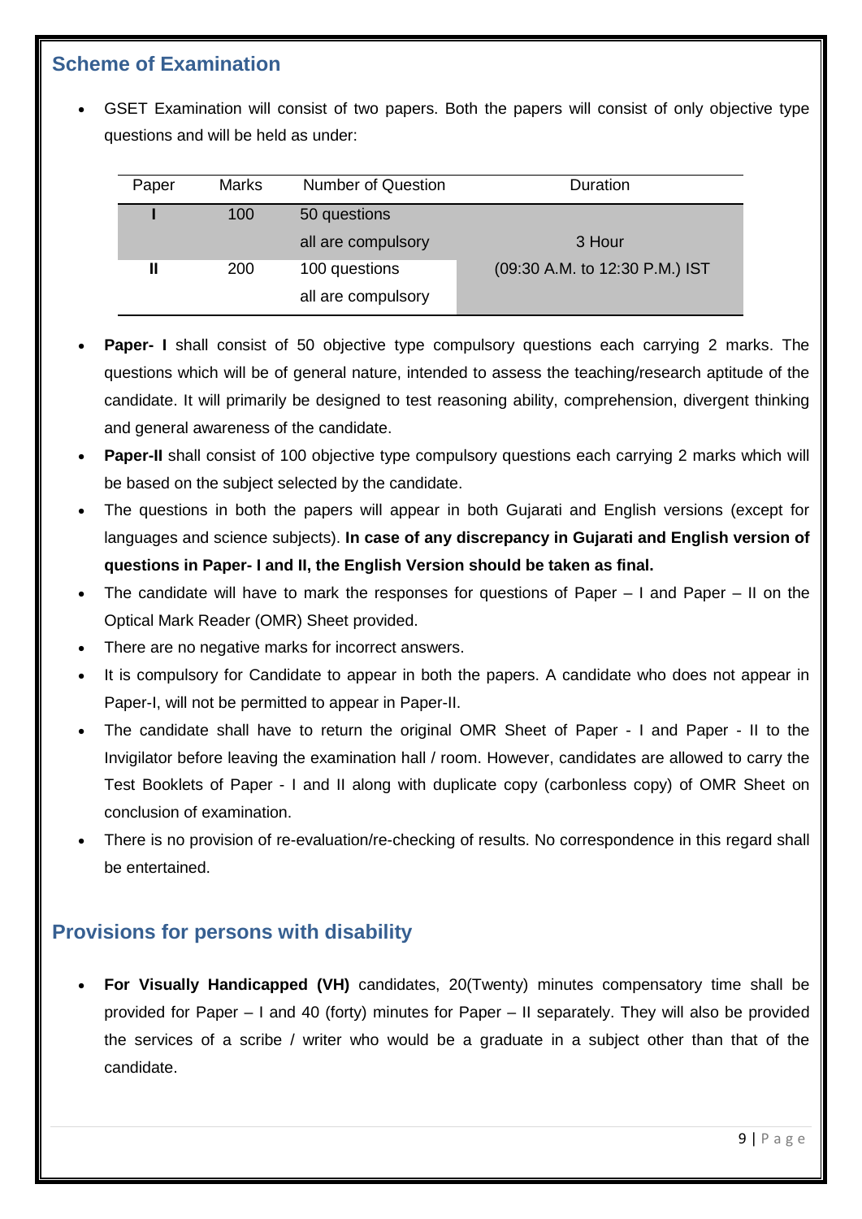## Scheme of Examination

- GSET Examination will consist of two papers. Both the papers will consist of only objective type questions and will be held as under:

| Paper | Marks | Number of Question | Duration |
|---|---|---|---|
| **I** | 100 | 50 questions all are compulsory | 3 Hour (09:30 A.M. to 12:30 P.M.) IST |
| **II** | 200 | 100 questions all are compulsory | |

- **Paper- I** shall consist of 50 objective type compulsory questions each carrying 2 marks. The questions which will be of general nature, intended to assess the teaching/research aptitude of the candidate. It will primarily be designed to test reasoning ability, comprehension, divergent thinking and general awareness of the candidate.
- **Paper-II** shall consist of 100 objective type compulsory questions each carrying 2 marks which will be based on the subject selected by the candidate.
- The questions in both the papers will appear in both Gujarati and English versions (except for languages and science subjects). **In case of any discrepancy in Gujarati and English version of questions in Paper- I and II, the English Version should be taken as final.**
- The candidate will have to mark the responses for questions of Paper – I and Paper – II on the Optical Mark Reader (OMR) Sheet provided.
- There are no negative marks for incorrect answers.
- It is compulsory for Candidate to appear in both the papers. A candidate who does not appear in Paper-I, will not be permitted to appear in Paper-II.
- The candidate shall have to return the original OMR Sheet of Paper - I and Paper - II to the Invigilator before leaving the examination hall / room. However, candidates are allowed to carry the Test Booklets of Paper - I and II along with duplicate copy (carbonless copy) of OMR Sheet on conclusion of examination.
- There is no provision of re-evaluation/re-checking of results. No correspondence in this regard shall be entertained.

## Provisions for persons with disability

- **For Visually Handicapped (VH)** candidates, 20(Twenty) minutes compensatory time shall be provided for Paper – I and 40 (forty) minutes for Paper – II separately. They will also be provided the services of a scribe / writer who would be a graduate in a subject other than that of the candidate.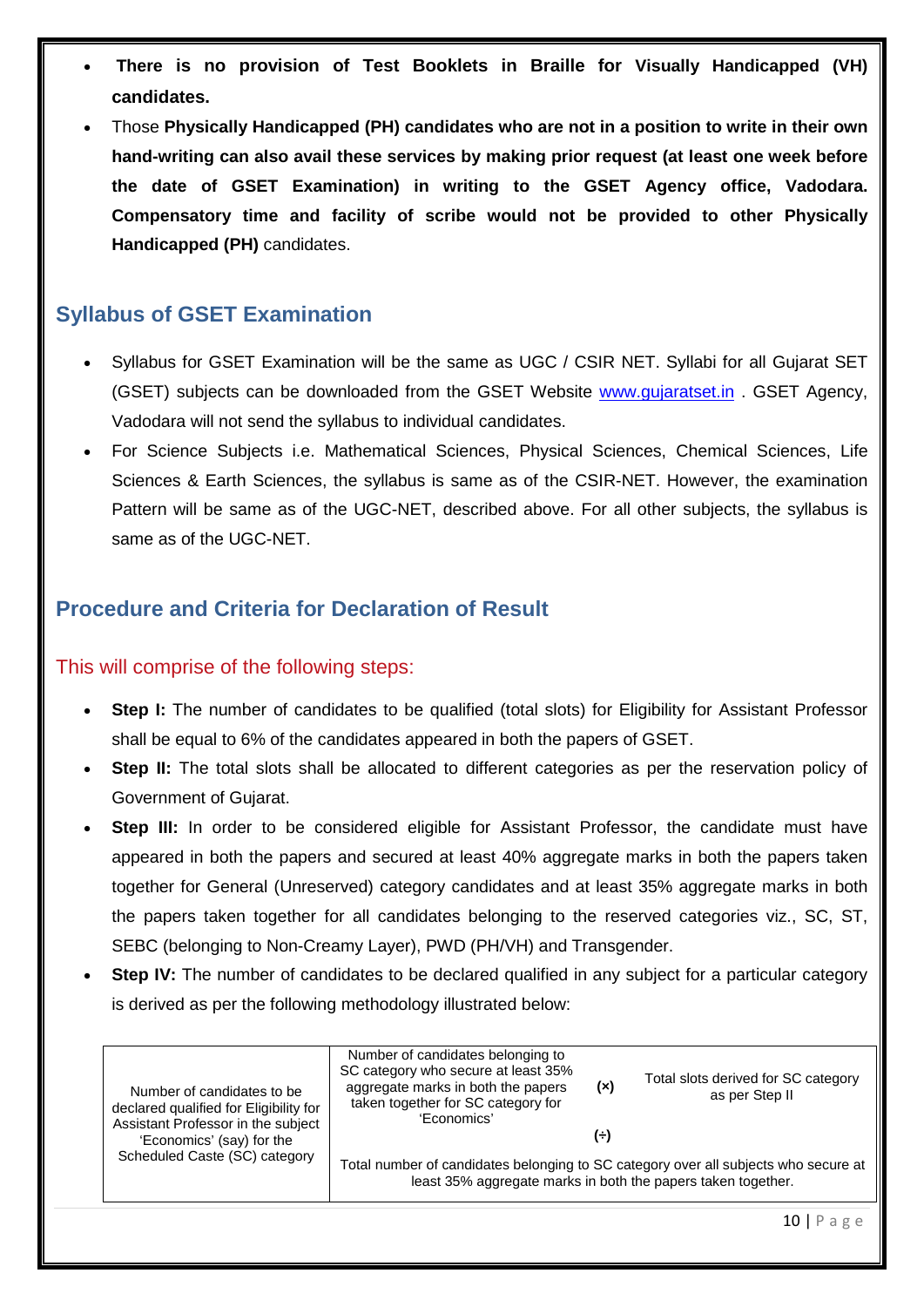- **There is no provision of Test Booklets in Braille for Visually Handicapped (VH) candidates.**
- Those **Physically Handicapped (PH) candidates who are not in a position to write in their own hand-writing can also avail these services by making prior request (at least one week before the date of GSET Examination) in writing to the GSET Agency office, Vadodara. Compensatory time and facility of scribe would not be provided to other Physically Handicapped (PH)** candidates.

## Syllabus of GSET Examination

- Syllabus for GSET Examination will be the same as UGC / CSIR NET. Syllabi for all Gujarat SET (GSET) subjects can be downloaded from the GSET Website www.gujaratset.in . GSET Agency, Vadodara will not send the syllabus to individual candidates.
- For Science Subjects i.e. Mathematical Sciences, Physical Sciences, Chemical Sciences, Life Sciences & Earth Sciences, the syllabus is same as of the CSIR-NET. However, the examination Pattern will be same as of the UGC-NET, described above. For all other subjects, the syllabus is same as of the UGC-NET.

## Procedure and Criteria for Declaration of Result

### This will comprise of the following steps:

- **Step I:** The number of candidates to be qualified (total slots) for Eligibility for Assistant Professor shall be equal to 6% of the candidates appeared in both the papers of GSET.
- **Step II:** The total slots shall be allocated to different categories as per the reservation policy of Government of Gujarat.
- **Step III:** In order to be considered eligible for Assistant Professor, the candidate must have appeared in both the papers and secured at least 40% aggregate marks in both the papers taken together for General (Unreserved) category candidates and at least 35% aggregate marks in both the papers taken together for all candidates belonging to the reserved categories viz., SC, ST, SEBC (belonging to Non-Creamy Layer), PWD (PH/VH) and Transgender.
- **Step IV:** The number of candidates to be declared qualified in any subject for a particular category is derived as per the following methodology illustrated below:

| Number of candidates to be declared qualified for Eligibility for Assistant Professor in the subject 'Economics' (say) for the Scheduled Caste (SC) category | Number of candidates belonging to SC category who secure at least 35% aggregate marks in both the papers taken together for SC category for 'Economics' | (×) | Total slots derived for SC category as per Step II |
|---|---|---|---|
| | | (÷) | |
| | Total number of candidates belonging to SC category over all subjects who secure at least 35% aggregate marks in both the papers taken together. | | |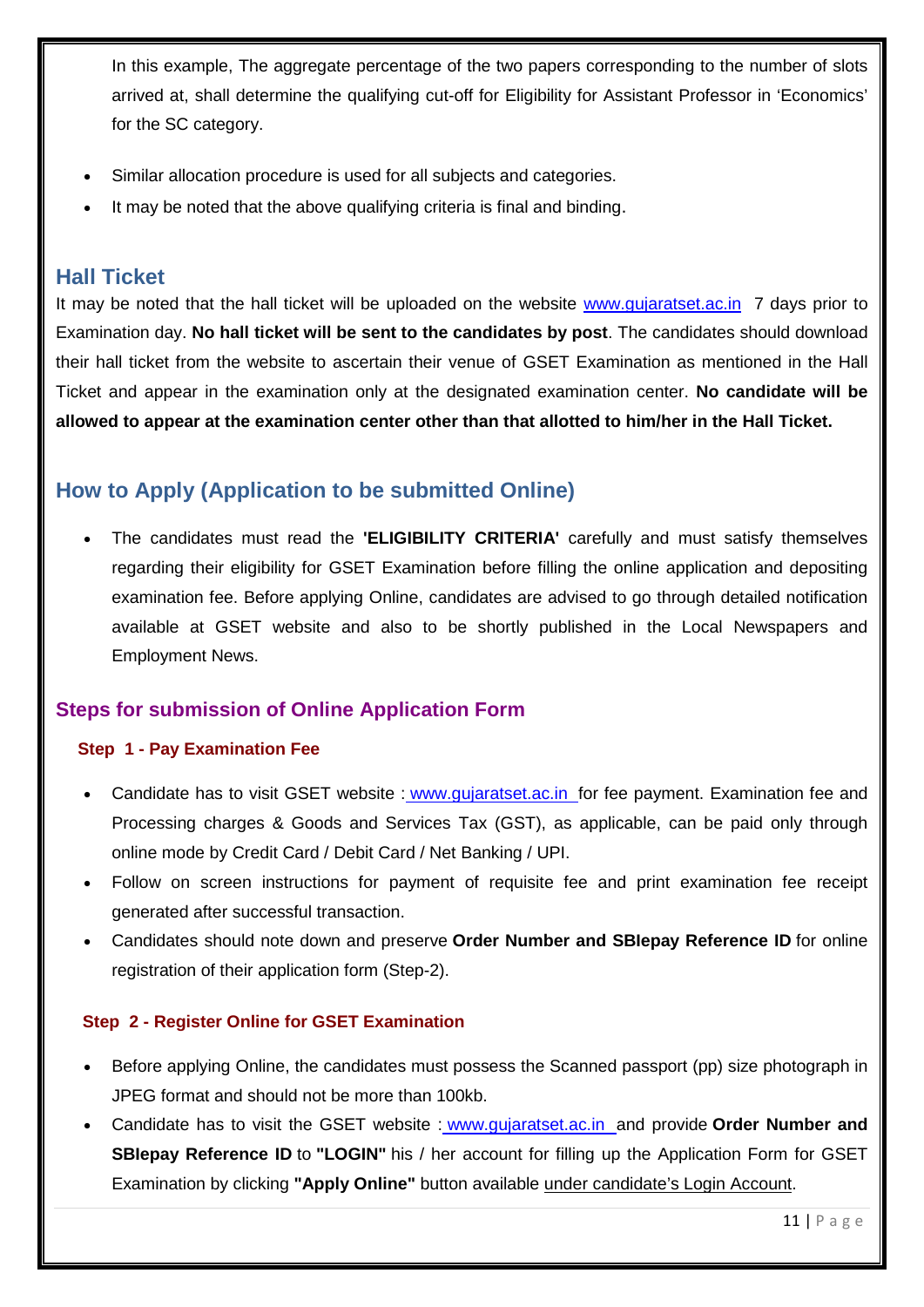In this example, The aggregate percentage of the two papers corresponding to the number of slots arrived at, shall determine the qualifying cut-off for Eligibility for Assistant Professor in 'Economics' for the SC category.

- Similar allocation procedure is used for all subjects and categories.
- It may be noted that the above qualifying criteria is final and binding.

## Hall Ticket

It may be noted that the hall ticket will be uploaded on the website www.gujaratset.ac.in 7 days prior to Examination day. **No hall ticket will be sent to the candidates by post**. The candidates should download their hall ticket from the website to ascertain their venue of GSET Examination as mentioned in the Hall Ticket and appear in the examination only at the designated examination center. **No candidate will be allowed to appear at the examination center other than that allotted to him/her in the Hall Ticket.**

## How to Apply (Application to be submitted Online)

- The candidates must read the **'ELIGIBILITY CRITERIA'** carefully and must satisfy themselves regarding their eligibility for GSET Examination before filling the online application and depositing examination fee. Before applying Online, candidates are advised to go through detailed notification available at GSET website and also to be shortly published in the Local Newspapers and Employment News.

### Steps for submission of Online Application Form

#### Step 1 - Pay Examination Fee

- Candidate has to visit GSET website : www.gujaratset.ac.in for fee payment. Examination fee and Processing charges & Goods and Services Tax (GST), as applicable, can be paid only through online mode by Credit Card / Debit Card / Net Banking / UPI.
- Follow on screen instructions for payment of requisite fee and print examination fee receipt generated after successful transaction.
- Candidates should note down and preserve **Order Number and SBIepay Reference ID** for online registration of their application form (Step-2).

#### Step 2 - Register Online for GSET Examination

- Before applying Online, the candidates must possess the Scanned passport (pp) size photograph in JPEG format and should not be more than 100kb.
- Candidate has to visit the GSET website : www.gujaratset.ac.in and provide **Order Number and SBIepay Reference ID** to **"LOGIN"** his / her account for filling up the Application Form for GSET Examination by clicking **"Apply Online"** button available under candidate's Login Account.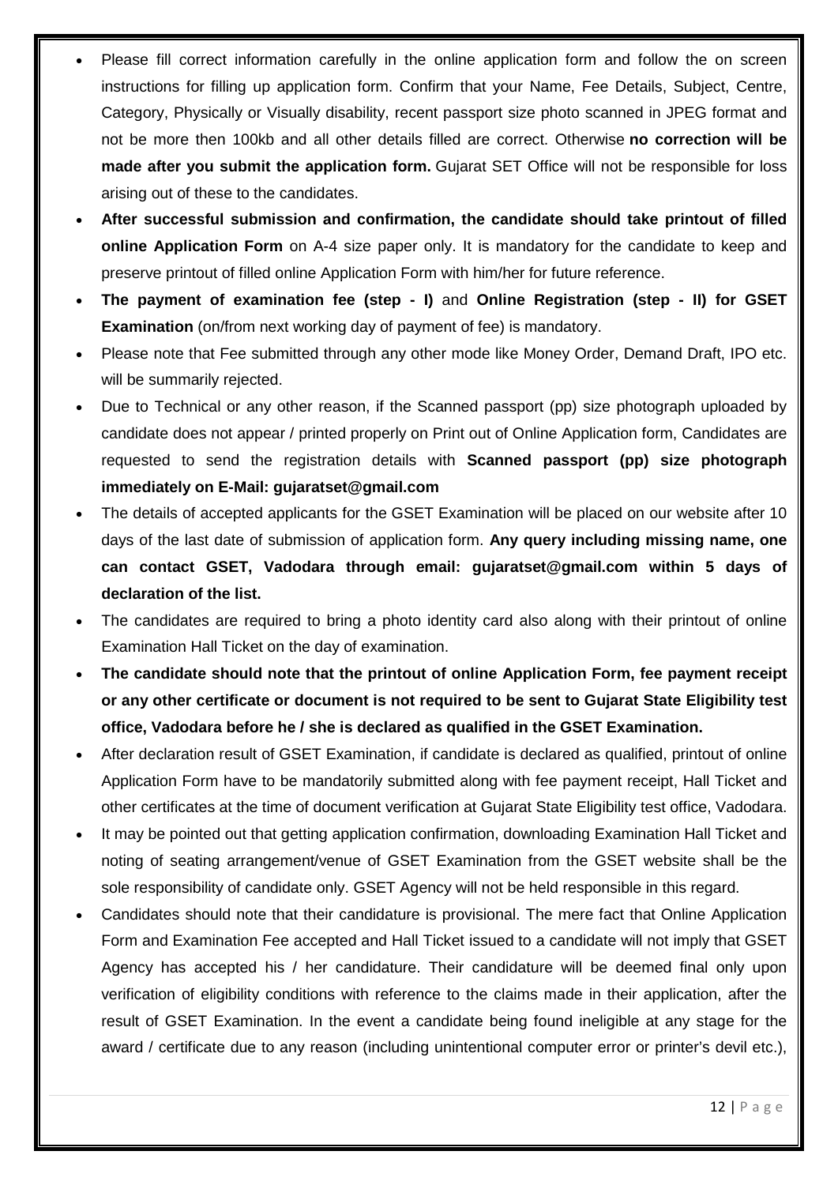- Please fill correct information carefully in the online application form and follow the on screen instructions for filling up application form. Confirm that your Name, Fee Details, Subject, Centre, Category, Physically or Visually disability, recent passport size photo scanned in JPEG format and not be more then 100kb and all other details filled are correct. Otherwise **no correction will be made after you submit the application form.** Gujarat SET Office will not be responsible for loss arising out of these to the candidates.
- **After successful submission and confirmation, the candidate should take printout of filled online Application Form** on A-4 size paper only. It is mandatory for the candidate to keep and preserve printout of filled online Application Form with him/her for future reference.
- **The payment of examination fee (step - I)** and **Online Registration (step - II) for GSET Examination** (on/from next working day of payment of fee) is mandatory.
- Please note that Fee submitted through any other mode like Money Order, Demand Draft, IPO etc. will be summarily rejected.
- Due to Technical or any other reason, if the Scanned passport (pp) size photograph uploaded by candidate does not appear / printed properly on Print out of Online Application form, Candidates are requested to send the registration details with **Scanned passport (pp) size photograph immediately on E-Mail: gujaratset@gmail.com**
- The details of accepted applicants for the GSET Examination will be placed on our website after 10 days of the last date of submission of application form. **Any query including missing name, one can contact GSET, Vadodara through email: gujaratset@gmail.com within 5 days of declaration of the list.**
- The candidates are required to bring a photo identity card also along with their printout of online Examination Hall Ticket on the day of examination.
- **The candidate should note that the printout of online Application Form, fee payment receipt or any other certificate or document is not required to be sent to Gujarat State Eligibility test office, Vadodara before he / she is declared as qualified in the GSET Examination.**
- After declaration result of GSET Examination, if candidate is declared as qualified, printout of online Application Form have to be mandatorily submitted along with fee payment receipt, Hall Ticket and other certificates at the time of document verification at Gujarat State Eligibility test office, Vadodara.
- It may be pointed out that getting application confirmation, downloading Examination Hall Ticket and noting of seating arrangement/venue of GSET Examination from the GSET website shall be the sole responsibility of candidate only. GSET Agency will not be held responsible in this regard.
- Candidates should note that their candidature is provisional. The mere fact that Online Application Form and Examination Fee accepted and Hall Ticket issued to a candidate will not imply that GSET Agency has accepted his / her candidature. Their candidature will be deemed final only upon verification of eligibility conditions with reference to the claims made in their application, after the result of GSET Examination. In the event a candidate being found ineligible at any stage for the award / certificate due to any reason (including unintentional computer error or printer's devil etc.),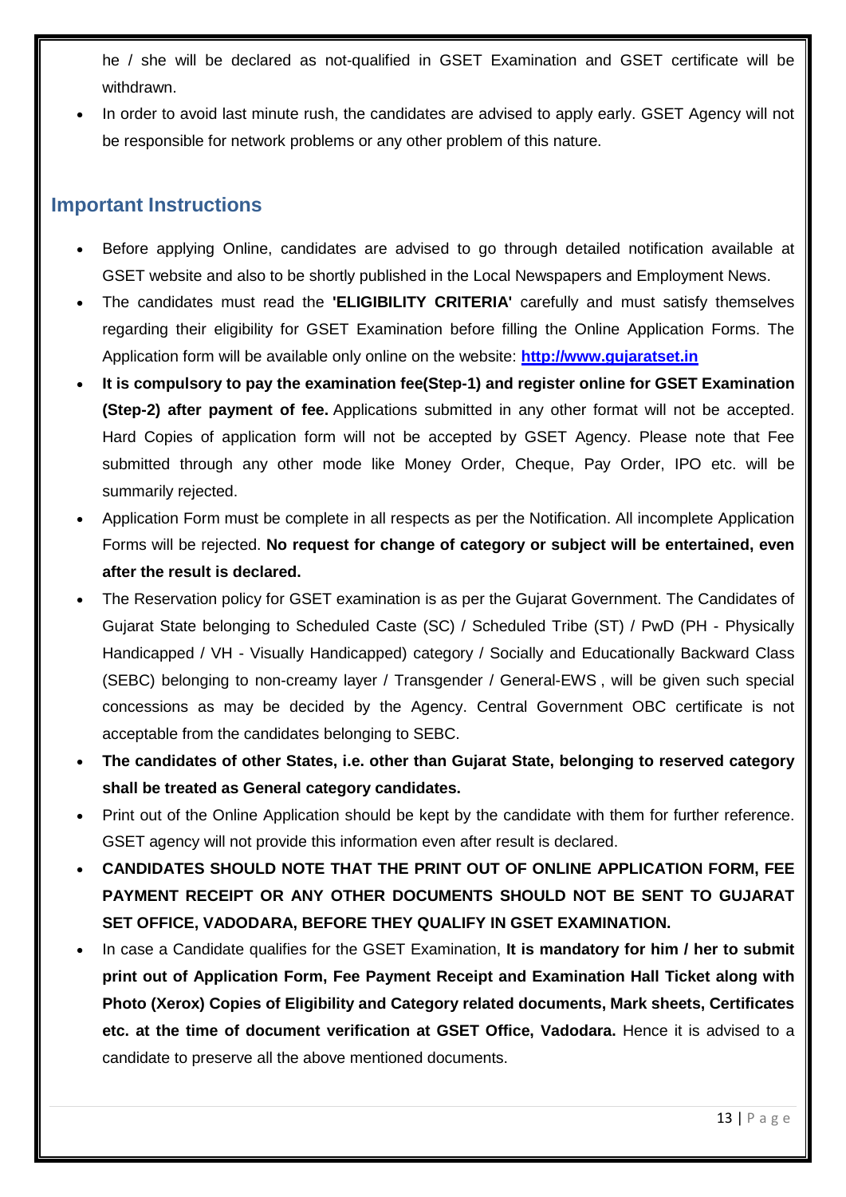he / she will be declared as not-qualified in GSET Examination and GSET certificate will be withdrawn.

- In order to avoid last minute rush, the candidates are advised to apply early. GSET Agency will not be responsible for network problems or any other problem of this nature.

## Important Instructions

- Before applying Online, candidates are advised to go through detailed notification available at GSET website and also to be shortly published in the Local Newspapers and Employment News.
- The candidates must read the **'ELIGIBILITY CRITERIA'** carefully and must satisfy themselves regarding their eligibility for GSET Examination before filling the Online Application Forms. The Application form will be available only online on the website: **[http://www.gujaratset.in](http://www.gujaratset.in)**
- **It is compulsory to pay the examination fee(Step-1) and register online for GSET Examination (Step-2) after payment of fee.** Applications submitted in any other format will not be accepted. Hard Copies of application form will not be accepted by GSET Agency. Please note that Fee submitted through any other mode like Money Order, Cheque, Pay Order, IPO etc. will be summarily rejected.
- Application Form must be complete in all respects as per the Notification. All incomplete Application Forms will be rejected. **No request for change of category or subject will be entertained, even after the result is declared.**
- The Reservation policy for GSET examination is as per the Gujarat Government. The Candidates of Gujarat State belonging to Scheduled Caste (SC) / Scheduled Tribe (ST) / PwD (PH - Physically Handicapped / VH - Visually Handicapped) category / Socially and Educationally Backward Class (SEBC) belonging to non-creamy layer / Transgender / General-EWS , will be given such special concessions as may be decided by the Agency. Central Government OBC certificate is not acceptable from the candidates belonging to SEBC.
- **The candidates of other States, i.e. other than Gujarat State, belonging to reserved category shall be treated as General category candidates.**
- Print out of the Online Application should be kept by the candidate with them for further reference. GSET agency will not provide this information even after result is declared.
- **CANDIDATES SHOULD NOTE THAT THE PRINT OUT OF ONLINE APPLICATION FORM, FEE PAYMENT RECEIPT OR ANY OTHER DOCUMENTS SHOULD NOT BE SENT TO GUJARAT SET OFFICE, VADODARA, BEFORE THEY QUALIFY IN GSET EXAMINATION.**
- In case a Candidate qualifies for the GSET Examination, **It is mandatory for him / her to submit print out of Application Form, Fee Payment Receipt and Examination Hall Ticket along with Photo (Xerox) Copies of Eligibility and Category related documents, Mark sheets, Certificates etc. at the time of document verification at GSET Office, Vadodara.** Hence it is advised to a candidate to preserve all the above mentioned documents.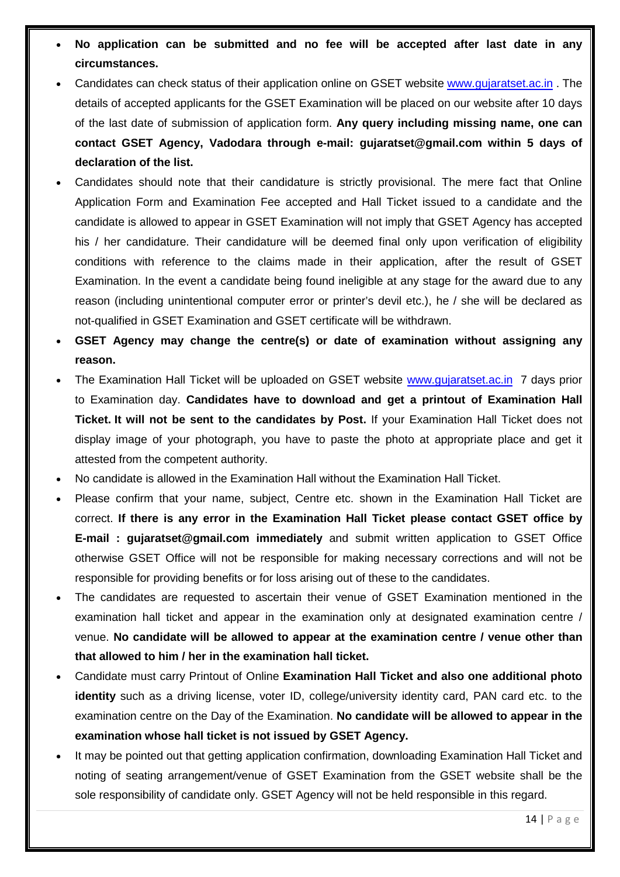- **No application can be submitted and no fee will be accepted after last date in any circumstances.**
- Candidates can check status of their application online on GSET website www.gujaratset.ac.in . The details of accepted applicants for the GSET Examination will be placed on our website after 10 days of the last date of submission of application form. **Any query including missing name, one can contact GSET Agency, Vadodara through e-mail: gujaratset@gmail.com within 5 days of declaration of the list.**
- Candidates should note that their candidature is strictly provisional. The mere fact that Online Application Form and Examination Fee accepted and Hall Ticket issued to a candidate and the candidate is allowed to appear in GSET Examination will not imply that GSET Agency has accepted his / her candidature. Their candidature will be deemed final only upon verification of eligibility conditions with reference to the claims made in their application, after the result of GSET Examination. In the event a candidate being found ineligible at any stage for the award due to any reason (including unintentional computer error or printer's devil etc.), he / she will be declared as not-qualified in GSET Examination and GSET certificate will be withdrawn.
- **GSET Agency may change the centre(s) or date of examination without assigning any reason.**
- The Examination Hall Ticket will be uploaded on GSET website www.gujaratset.ac.in 7 days prior to Examination day. **Candidates have to download and get a printout of Examination Hall Ticket. It will not be sent to the candidates by Post.** If your Examination Hall Ticket does not display image of your photograph, you have to paste the photo at appropriate place and get it attested from the competent authority.
- No candidate is allowed in the Examination Hall without the Examination Hall Ticket.
- Please confirm that your name, subject, Centre etc. shown in the Examination Hall Ticket are correct. **If there is any error in the Examination Hall Ticket please contact GSET office by E-mail : gujaratset@gmail.com immediately** and submit written application to GSET Office otherwise GSET Office will not be responsible for making necessary corrections and will not be responsible for providing benefits or for loss arising out of these to the candidates.
- The candidates are requested to ascertain their venue of GSET Examination mentioned in the examination hall ticket and appear in the examination only at designated examination centre / venue. **No candidate will be allowed to appear at the examination centre / venue other than that allowed to him / her in the examination hall ticket.**
- Candidate must carry Printout of Online **Examination Hall Ticket and also one additional photo identity** such as a driving license, voter ID, college/university identity card, PAN card etc. to the examination centre on the Day of the Examination. **No candidate will be allowed to appear in the examination whose hall ticket is not issued by GSET Agency.**
- It may be pointed out that getting application confirmation, downloading Examination Hall Ticket and noting of seating arrangement/venue of GSET Examination from the GSET website shall be the sole responsibility of candidate only. GSET Agency will not be held responsible in this regard.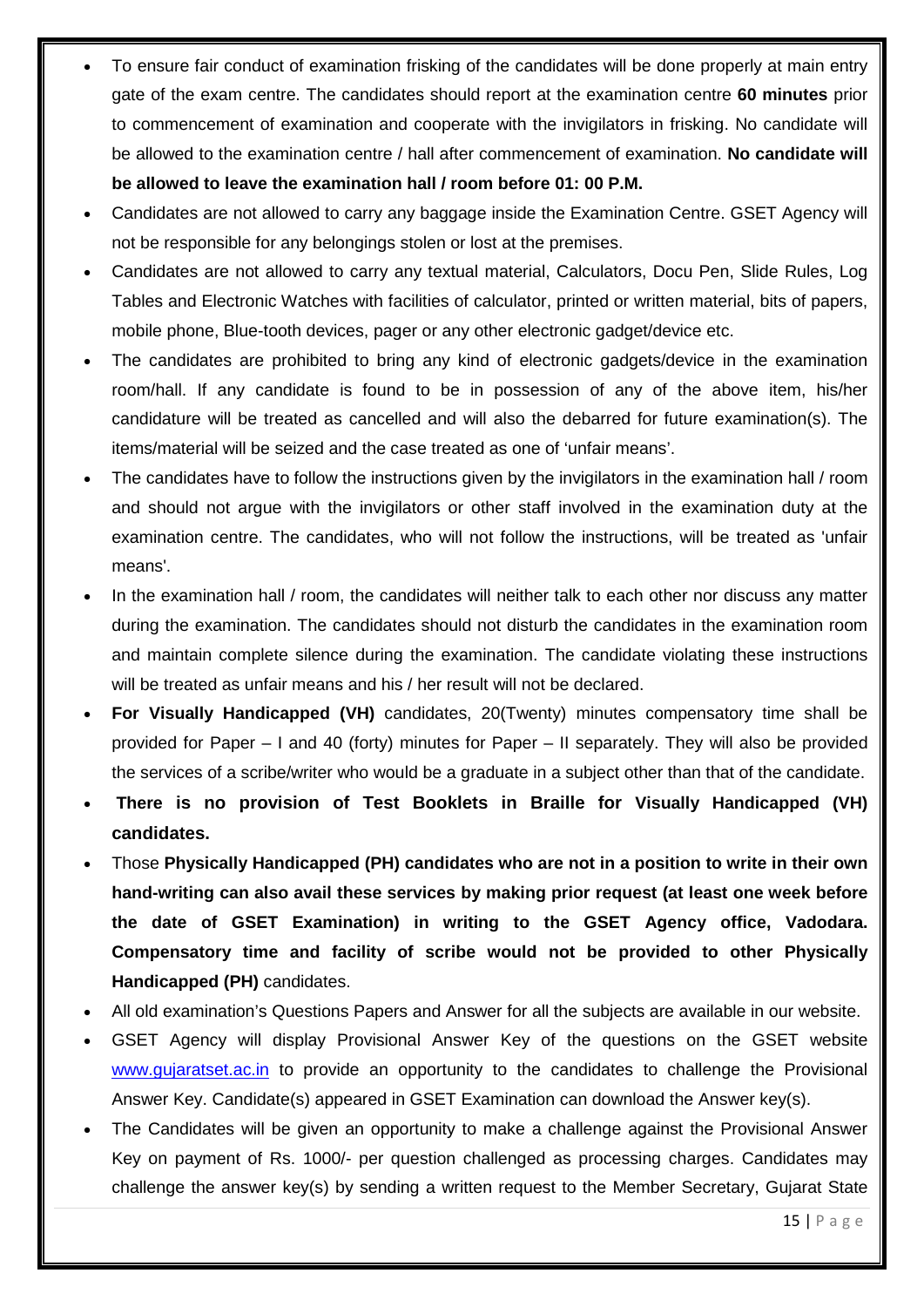- To ensure fair conduct of examination frisking of the candidates will be done properly at main entry gate of the exam centre. The candidates should report at the examination centre **60 minutes** prior to commencement of examination and cooperate with the invigilators in frisking. No candidate will be allowed to the examination centre / hall after commencement of examination. **No candidate will be allowed to leave the examination hall / room before 01: 00 P.M.**
- Candidates are not allowed to carry any baggage inside the Examination Centre. GSET Agency will not be responsible for any belongings stolen or lost at the premises.
- Candidates are not allowed to carry any textual material, Calculators, Docu Pen, Slide Rules, Log Tables and Electronic Watches with facilities of calculator, printed or written material, bits of papers, mobile phone, Blue-tooth devices, pager or any other electronic gadget/device etc.
- The candidates are prohibited to bring any kind of electronic gadgets/device in the examination room/hall. If any candidate is found to be in possession of any of the above item, his/her candidature will be treated as cancelled and will also the debarred for future examination(s). The items/material will be seized and the case treated as one of 'unfair means'.
- The candidates have to follow the instructions given by the invigilators in the examination hall / room and should not argue with the invigilators or other staff involved in the examination duty at the examination centre. The candidates, who will not follow the instructions, will be treated as 'unfair means'.
- In the examination hall / room, the candidates will neither talk to each other nor discuss any matter during the examination. The candidates should not disturb the candidates in the examination room and maintain complete silence during the examination. The candidate violating these instructions will be treated as unfair means and his / her result will not be declared.
- **For Visually Handicapped (VH)** candidates, 20(Twenty) minutes compensatory time shall be provided for Paper – I and 40 (forty) minutes for Paper – II separately. They will also be provided the services of a scribe/writer who would be a graduate in a subject other than that of the candidate.
- **There is no provision of Test Booklets in Braille for Visually Handicapped (VH) candidates.**
- Those **Physically Handicapped (PH) candidates who are not in a position to write in their own hand-writing can also avail these services by making prior request (at least one week before the date of GSET Examination) in writing to the GSET Agency office, Vadodara. Compensatory time and facility of scribe would not be provided to other Physically Handicapped (PH)** candidates.
- All old examination's Questions Papers and Answer for all the subjects are available in our website.
- GSET Agency will display Provisional Answer Key of the questions on the GSET website www.gujaratset.ac.in to provide an opportunity to the candidates to challenge the Provisional Answer Key. Candidate(s) appeared in GSET Examination can download the Answer key(s).
- The Candidates will be given an opportunity to make a challenge against the Provisional Answer Key on payment of Rs. 1000/- per question challenged as processing charges. Candidates may challenge the answer key(s) by sending a written request to the Member Secretary, Gujarat State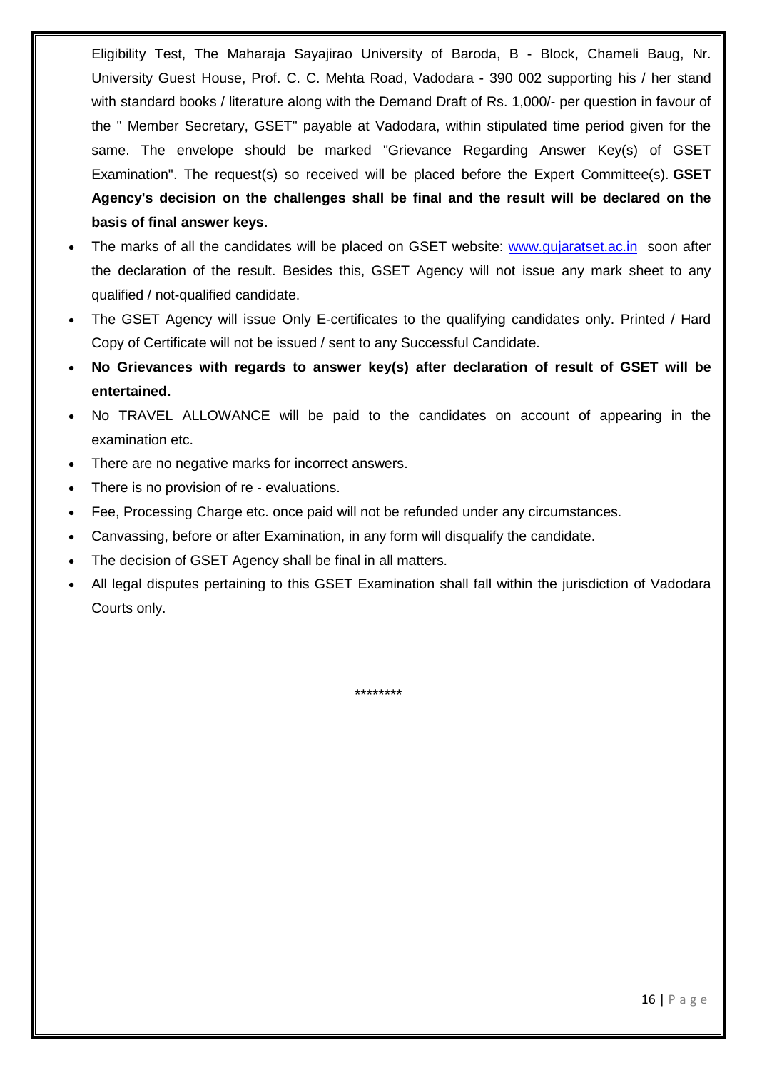Eligibility Test, The Maharaja Sayajirao University of Baroda, B - Block, Chameli Baug, Nr. University Guest House, Prof. C. C. Mehta Road, Vadodara - 390 002 supporting his / her stand with standard books / literature along with the Demand Draft of Rs. 1,000/- per question in favour of the " Member Secretary, GSET" payable at Vadodara, within stipulated time period given for the same. The envelope should be marked "Grievance Regarding Answer Key(s) of GSET Examination". The request(s) so received will be placed before the Expert Committee(s). **GSET Agency's decision on the challenges shall be final and the result will be declared on the basis of final answer keys.**

- The marks of all the candidates will be placed on GSET website: [www.gujaratset.ac.in](www.gujaratset.ac.in) soon after the declaration of the result. Besides this, GSET Agency will not issue any mark sheet to any qualified / not-qualified candidate.
- The GSET Agency will issue Only E-certificates to the qualifying candidates only. Printed / Hard Copy of Certificate will not be issued / sent to any Successful Candidate.
- **No Grievances with regards to answer key(s) after declaration of result of GSET will be entertained.**
- No TRAVEL ALLOWANCE will be paid to the candidates on account of appearing in the examination etc.
- There are no negative marks for incorrect answers.
- There is no provision of re - evaluations.
- Fee, Processing Charge etc. once paid will not be refunded under any circumstances.
- Canvassing, before or after Examination, in any form will disqualify the candidate.
- The decision of GSET Agency shall be final in all matters.
- All legal disputes pertaining to this GSET Examination shall fall within the jurisdiction of Vadodara Courts only.

********